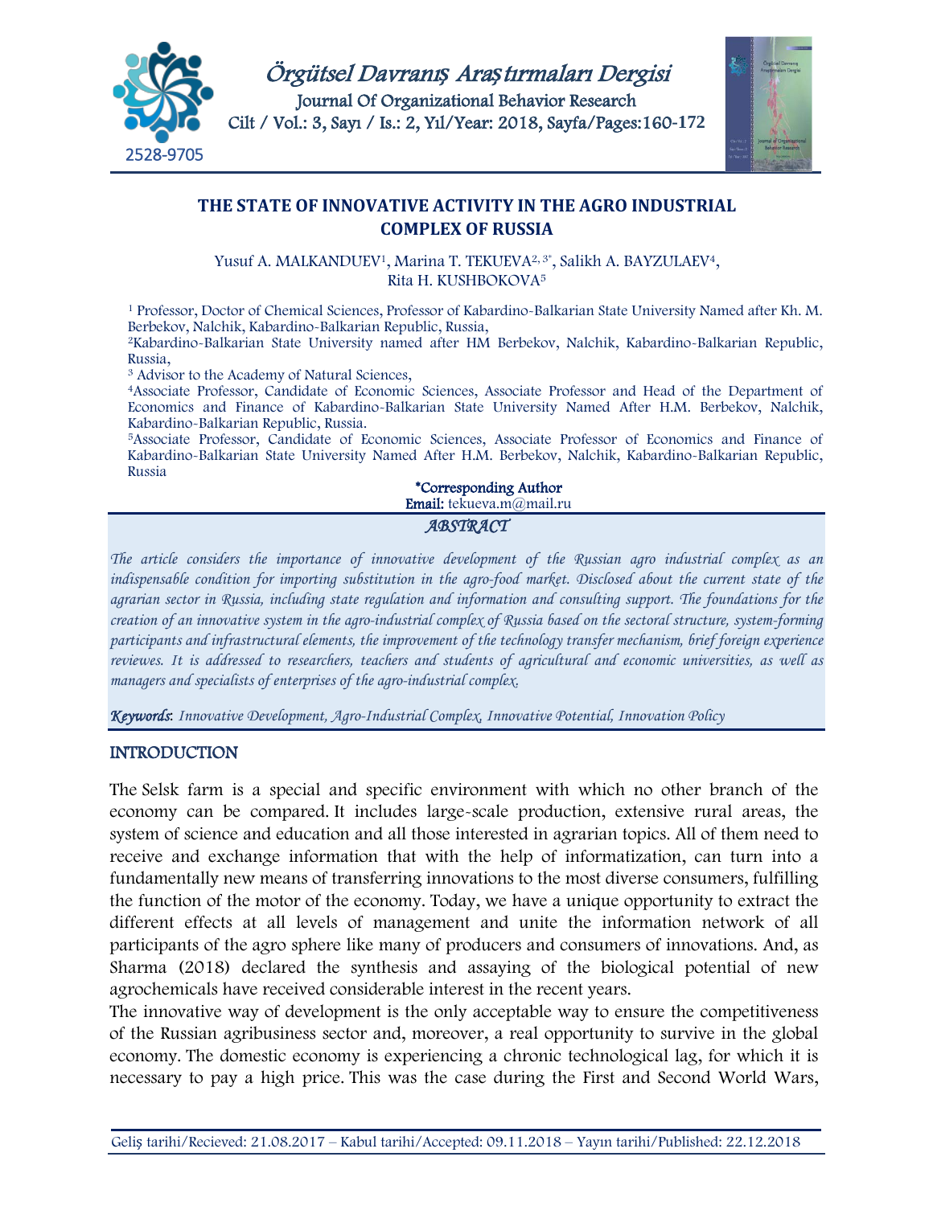# THE STATE OF INNOVATIVE ACTIVITY IN THE AGRO INDUSTRIAL COMPLEX OF RUSSIA

Yusuf A. MALKANDUEV[1], Marina T. TEKUEVA[2, 3*], Salikh A. BAYZULAEV[4], Rita H. KUSHBOKOVA[5]

[1] Professor, Doctor of Chemical Sciences, Professor of Kabardino-Balkarian State University Named after Kh. M. Berbekov, Nalchik, Kabardino-Balkarian Republic, Russia,

[2]Kabardino-Balkarian State University named after HM Berbekov, Nalchik, Kabardino-Balkarian Republic, Russia,

[3] Advisor to the Academy of Natural Sciences,

[4]Associate Professor, Candidate of Economic Sciences, Associate Professor and Head of the Department of Economics and Finance of Kabardino-Balkarian State University Named After H.M. Berbekov, Nalchik, Kabardino-Balkarian Republic, Russia.

[5]Associate Professor, Candidate of Economic Sciences, Associate Professor of Economics and Finance of Kabardino-Balkarian State University Named After H.M. Berbekov, Nalchik, Kabardino-Balkarian Republic, Russia

*Corresponding Author
**Email:** tekueva.m@mail.ru

## ABSTRACT

*The article considers the importance of innovative development of the Russian agro industrial complex as an indispensable condition for importing substitution in the agro-food market. Disclosed about the current state of the agrarian sector in Russia, including state regulation and information and consulting support. The foundations for the creation of an innovative system in the agro-industrial complex of Russia based on the sectoral structure, system-forming participants and infrastructural elements, the improvement of the technology transfer mechanism, brief foreign experience reviews. It is addressed to researchers, teachers and students of agricultural and economic universities, as well as managers and specialists of enterprises of the agro-industrial complex.*

***Keywords***: *Innovative Development, Agro-Industrial Complex, Innovative Potential, Innovation Policy*

## INTRODUCTION

The Selsk farm is a special and specific environment with which no other branch of the economy can be compared. It includes large-scale production, extensive rural areas, the system of science and education and all those interested in agrarian topics. All of them need to receive and exchange information that with the help of informatization, can turn into a fundamentally new means of transferring innovations to the most diverse consumers, fulfilling the function of the motor of the economy. Today, we have a unique opportunity to extract the different effects at all levels of management and unite the information network of all participants of the agro sphere like many of producers and consumers of innovations. And, as Sharma (2018) declared the synthesis and assaying of the biological potential of new agrochemicals have received considerable interest in the recent years.

The innovative way of development is the only acceptable way to ensure the competitiveness of the Russian agribusiness sector and, moreover, a real opportunity to survive in the global economy. The domestic economy is experiencing a chronic technological lag, for which it is necessary to pay a high price. This was the case during the First and Second World Wars,

Geliş tarihi/Recieved: 21.08.2017 – Kabul tarihi/Accepted: 09.11.2018 – Yayın tarihi/Published: 22.12.2018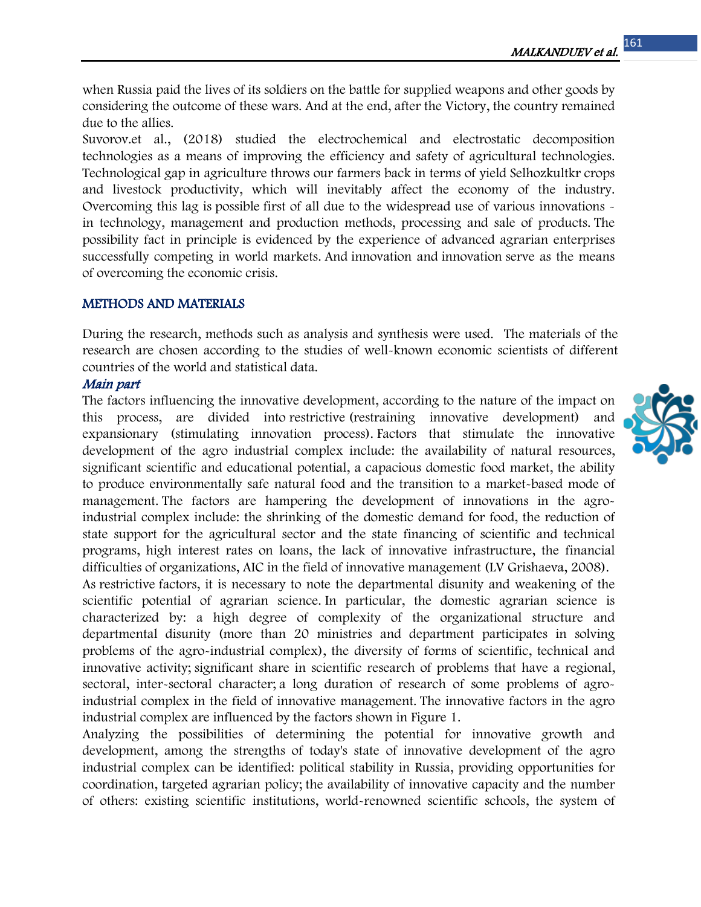when Russia paid the lives of its soldiers on the battle for supplied weapons and other goods by considering the outcome of these wars. And at the end, after the Victory, the country remained due to the allies.

Suvorov.et al., (2018) studied the electrochemical and electrostatic decomposition technologies as a means of improving the efficiency and safety of agricultural technologies. Technological gap in agriculture throws our farmers back in terms of yield Selhozkultkr crops and livestock productivity, which will inevitably affect the economy of the industry. Overcoming this lag is possible first of all due to the widespread use of various innovations - in technology, management and production methods, processing and sale of products. The possibility fact in principle is evidenced by the experience of advanced agrarian enterprises successfully competing in world markets. And innovation and innovation serve as the means of overcoming the economic crisis.

## METHODS AND MATERIALS

During the research, methods such as analysis and synthesis were used. The materials of the research are chosen according to the studies of well-known economic scientists of different countries of the world and statistical data.

### *Main part*

The factors influencing the innovative development, according to the nature of the impact on this process, are divided into restrictive (restraining innovative development) and expansionary (stimulating innovation process). Factors that stimulate the innovative development of the agro industrial complex include: the availability of natural resources, significant scientific and educational potential, a capacious domestic food market, the ability to produce environmentally safe natural food and the transition to a market-based mode of management. The factors are hampering the development of innovations in the agro-industrial complex include: the shrinking of the domestic demand for food, the reduction of state support for the agricultural sector and the state financing of scientific and technical programs, high interest rates on loans, the lack of innovative infrastructure, the financial difficulties of organizations, AIC in the field of innovative management (LV Grishaeva, 2008).

As restrictive factors, it is necessary to note the departmental disunity and weakening of the scientific potential of agrarian science. In particular, the domestic agrarian science is characterized by: a high degree of complexity of the organizational structure and departmental disunity (more than 20 ministries and department participates in solving problems of the agro-industrial complex), the diversity of forms of scientific, technical and innovative activity; significant share in scientific research of problems that have a regional, sectoral, inter-sectoral character; a long duration of research of some problems of agro-industrial complex in the field of innovative management. The innovative factors in the agro industrial complex are influenced by the factors shown in Figure 1.

Analyzing the possibilities of determining the potential for innovative growth and development, among the strengths of today's state of innovative development of the agro industrial complex can be identified: political stability in Russia, providing opportunities for coordination, targeted agrarian policy; the availability of innovative capacity and the number of others: existing scientific institutions, world-renowned scientific schools, the system of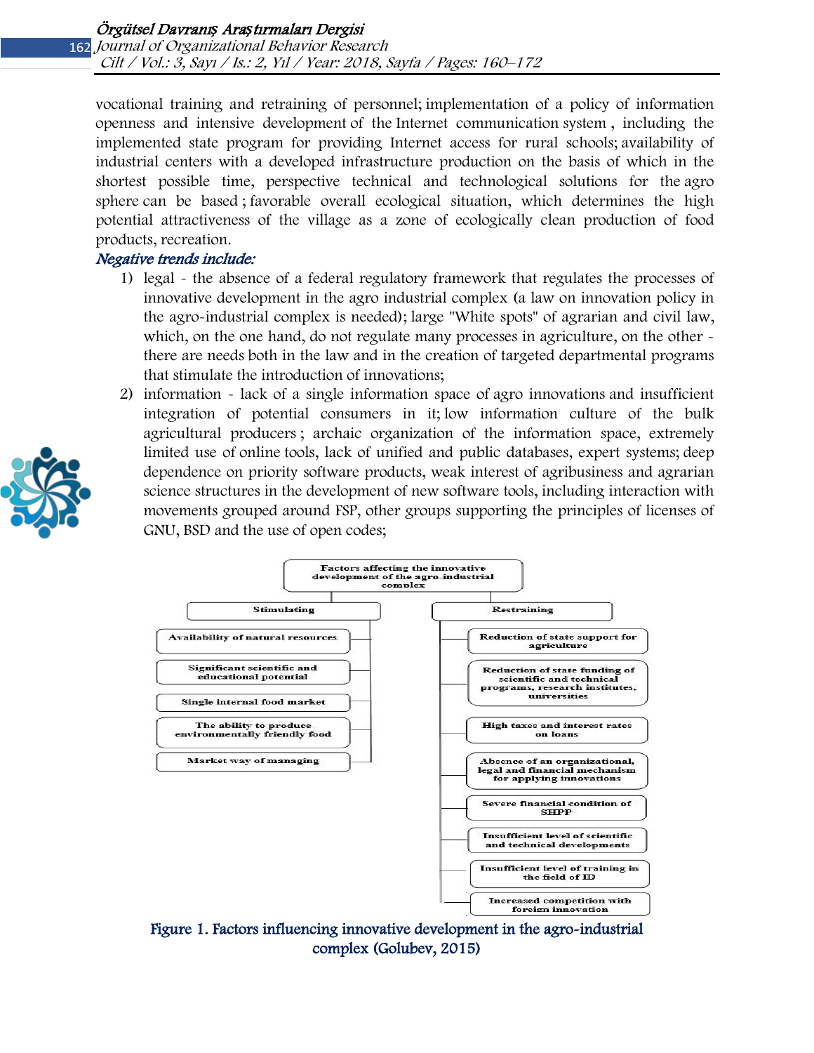vocational training and retraining of personnel; implementation of a policy of information openness and intensive development of the Internet communication system , including the implemented state program for providing Internet access for rural schools; availability of industrial centers with a developed infrastructure production on the basis of which in the shortest possible time, perspective technical and technological solutions for the agro sphere can be based ; favorable overall ecological situation, which determines the high potential attractiveness of the village as a zone of ecologically clean production of food products, recreation.

***Negative trends include:***

1) legal - the absence of a federal regulatory framework that regulates the processes of innovative development in the agro industrial complex (a law on innovation policy in the agro-industrial complex is needed); large "White spots" of agrarian and civil law, which, on the one hand, do not regulate many processes in agriculture, on the other - there are needs both in the law and in the creation of targeted departmental programs that stimulate the introduction of innovations;
2) information - lack of a single information space of agro innovations and insufficient integration of potential consumers in it; low information culture of the bulk agricultural producers ; archaic organization of the information space, extremely limited use of online tools, lack of unified and public databases, expert systems; deep dependence on priority software products, weak interest of agribusiness and agrarian science structures in the development of new software tools, including interaction with movements grouped around FSP, other groups supporting the principles of licenses of GNU, BSD and the use of open codes;

Factors affecting the innovative development of the agro-industrial complex

Stimulating

Availability of natural resources

Significant scientific and educational potential

Single internal food market

The ability to produce environmentally friendly food

Market way of managing

Restraining

Reduction of state support for agriculture

Reduction of state funding of scientific and technical programs, research institutes, universities

High taxes and interest rates on loans

Absence of an organizational, legal and financial mechanism for applying innovations

Severe financial condition of SHPP

Insufficient level of scientific and technical developments

Insufficient level of training in the field of ID

Increased competition with foreign innovation

Figure 1. Factors influencing innovative development in the agro-industrial complex (Golubev, 2015)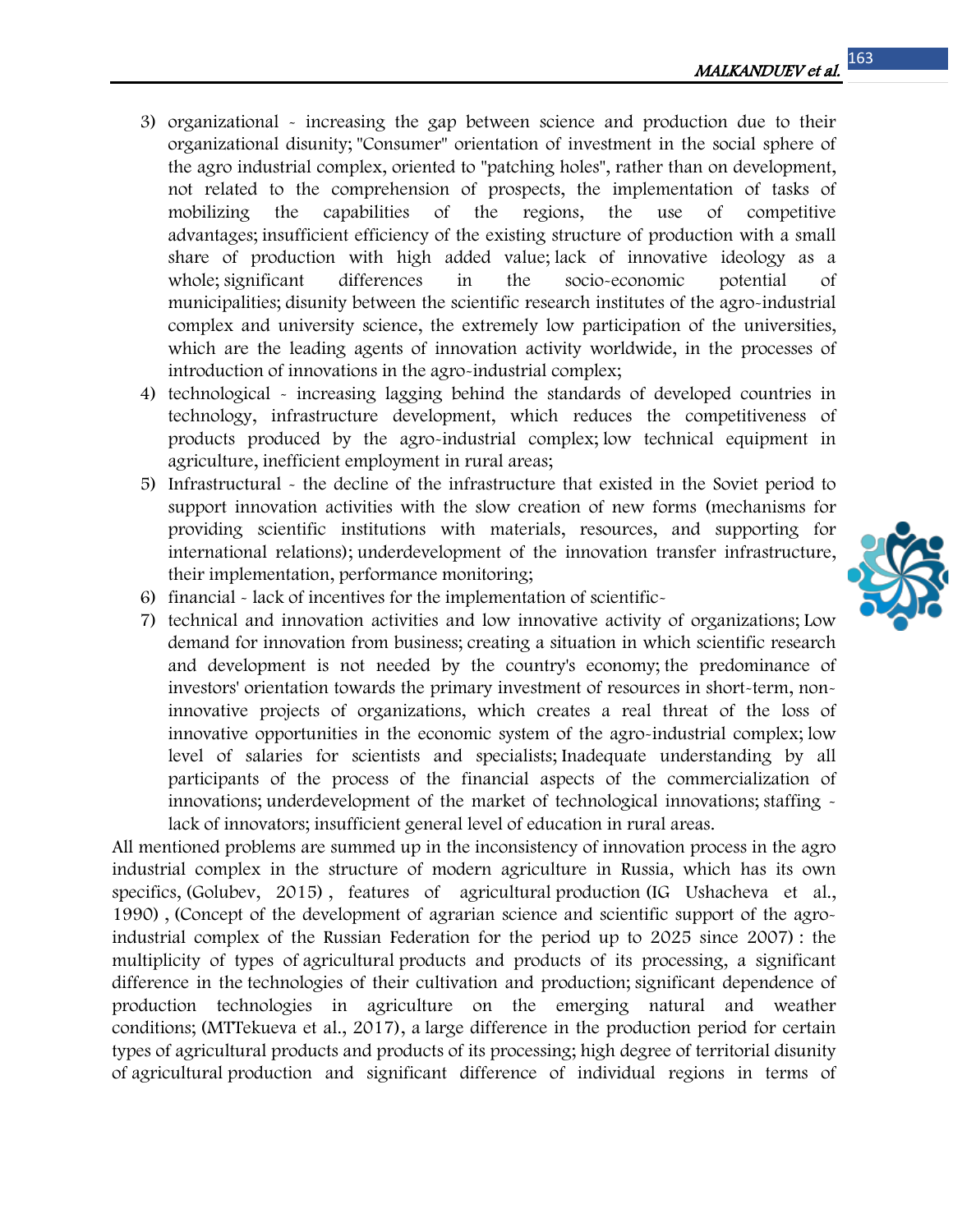3) organizational - increasing the gap between science and production due to their organizational disunity; "Consumer" orientation of investment in the social sphere of the agro industrial complex, oriented to "patching holes", rather than on development, not related to the comprehension of prospects, the implementation of tasks of mobilizing the capabilities of the regions, the use of competitive advantages; insufficient efficiency of the existing structure of production with a small share of production with high added value; lack of innovative ideology as a whole; significant differences in the socio-economic potential of municipalities; disunity between the scientific research institutes of the agro-industrial complex and university science, the extremely low participation of the universities, which are the leading agents of innovation activity worldwide, in the processes of introduction of innovations in the agro-industrial complex;
4) technological - increasing lagging behind the standards of developed countries in technology, infrastructure development, which reduces the competitiveness of products produced by the agro-industrial complex; low technical equipment in agriculture, inefficient employment in rural areas;
5) Infrastructural - the decline of the infrastructure that existed in the Soviet period to support innovation activities with the slow creation of new forms (mechanisms for providing scientific institutions with materials, resources, and supporting for international relations); underdevelopment of the innovation transfer infrastructure, their implementation, performance monitoring;
6) financial - lack of incentives for the implementation of scientific-
7) technical and innovation activities and low innovative activity of organizations; Low demand for innovation from business; creating a situation in which scientific research and development is not needed by the country's economy; the predominance of investors' orientation towards the primary investment of resources in short-term, non-innovative projects of organizations, which creates a real threat of the loss of innovative opportunities in the economic system of the agro-industrial complex; low level of salaries for scientists and specialists; Inadequate understanding by all participants of the process of the financial aspects of the commercialization of innovations; underdevelopment of the market of technological innovations; staffing - lack of innovators; insufficient general level of education in rural areas.

All mentioned problems are summed up in the inconsistency of innovation process in the agro industrial complex in the structure of modern agriculture in Russia, which has its own specifics, (Golubev, 2015) , features of agricultural production (IG Ushacheva et al., 1990) , (Concept of the development of agrarian science and scientific support of the agro-industrial complex of the Russian Federation for the period up to 2025 since 2007) : the multiplicity of types of agricultural products and products of its processing, a significant difference in the technologies of their cultivation and production; significant dependence of production technologies in agriculture on the emerging natural and weather conditions; (MTTekueva et al., 2017), a large difference in the production period for certain types of agricultural products and products of its processing; high degree of territorial disunity of agricultural production and significant difference of individual regions in terms of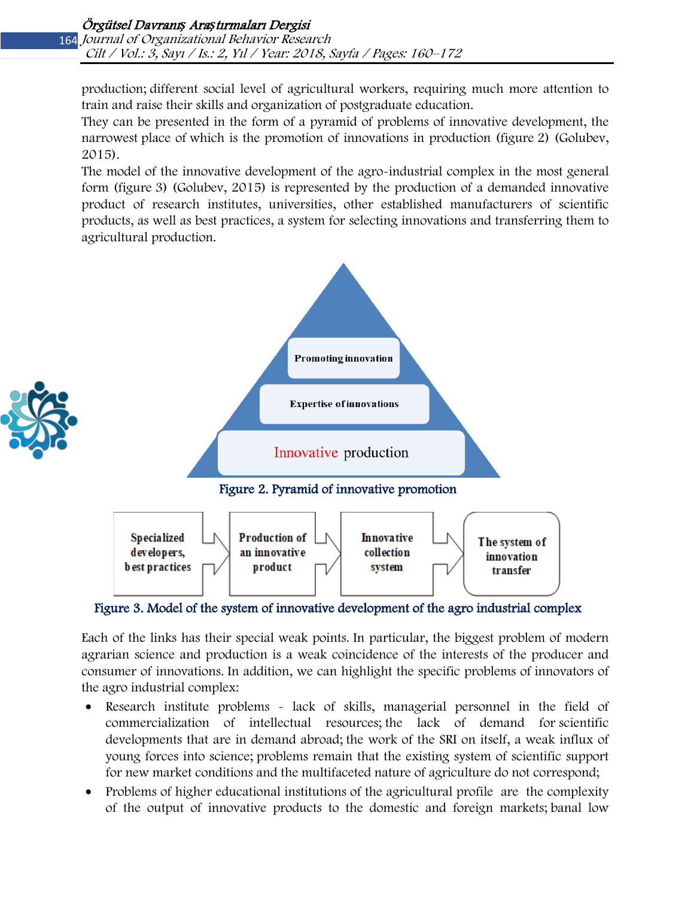production; different social level of agricultural workers, requiring much more attention to train and raise their skills and organization of postgraduate education.

They can be presented in the form of a pyramid of problems of innovative development, the narrowest place of which is the promotion of innovations in production (figure 2) (Golubev, 2015).

The model of the innovative development of the agro-industrial complex in the most general form (figure 3) (Golubev, 2015) is represented by the production of a demanded innovative product of research institutes, universities, other established manufacturers of scientific products, as well as best practices, a system for selecting innovations and transferring them to agricultural production.

Promoting innovation

Expertise of innovations

Innovative production

Figure 2. Pyramid of innovative promotion

Specialized developers, best practices

Production of an innovative product

Innovative collection system

The system of innovation transfer

Figure 3. Model of the system of innovative development of the agro industrial complex

Each of the links has their special weak points. In particular, the biggest problem of modern agrarian science and production is a weak coincidence of the interests of the producer and consumer of innovations. In addition, we can highlight the specific problems of innovators of the agro industrial complex:

- Research institute problems - lack of skills, managerial personnel in the field of commercialization of intellectual resources; the lack of demand for scientific developments that are in demand abroad; the work of the SRI on itself, a weak influx of young forces into science; problems remain that the existing system of scientific support for new market conditions and the multifaceted nature of agriculture do not correspond;
- Problems of higher educational institutions of the agricultural profile are the complexity of the output of innovative products to the domestic and foreign markets; banal low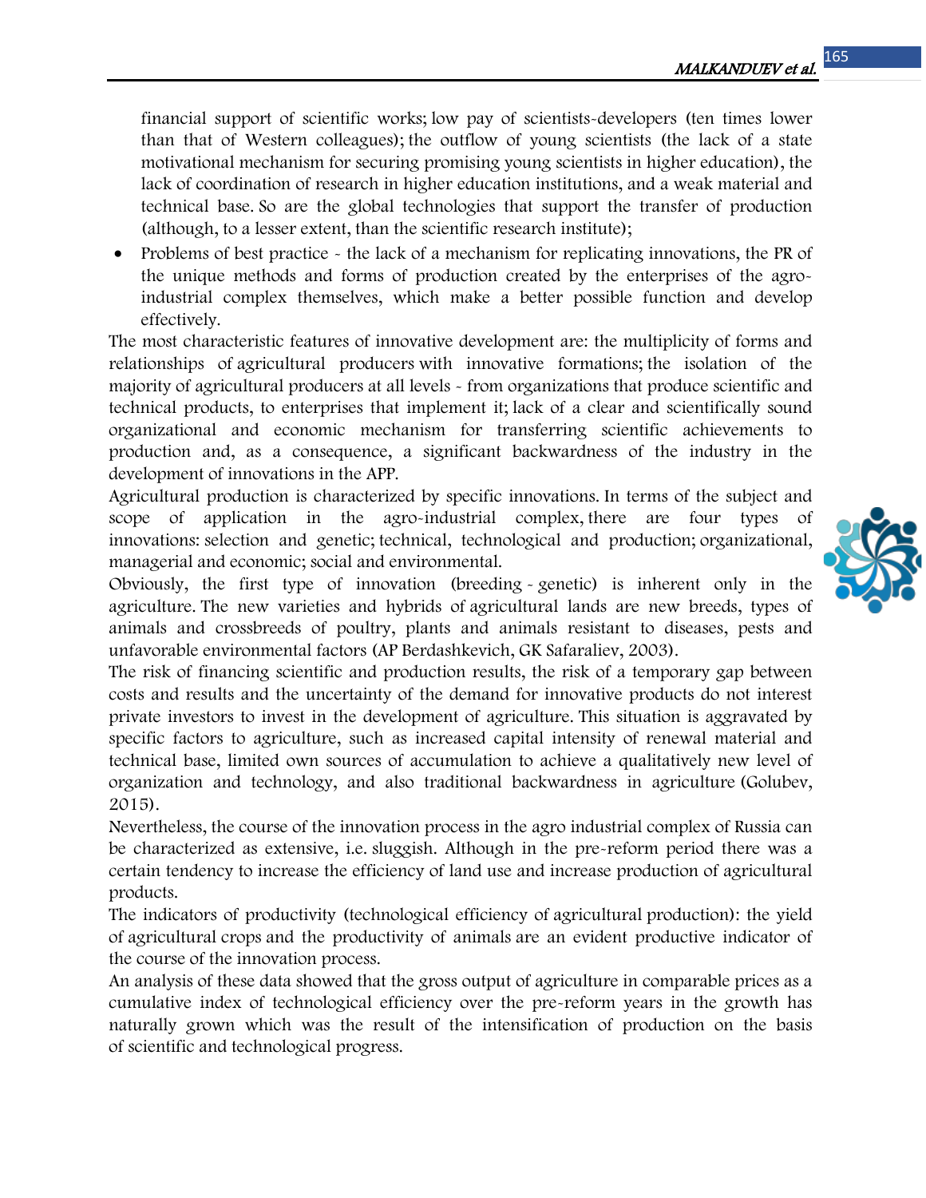financial support of scientific works; low pay of scientists-developers (ten times lower than that of Western colleagues); the outflow of young scientists (the lack of a state motivational mechanism for securing promising young scientists in higher education), the lack of coordination of research in higher education institutions, and a weak material and technical base. So are the global technologies that support the transfer of production (although, to a lesser extent, than the scientific research institute);

- Problems of best practice - the lack of a mechanism for replicating innovations, the PR of the unique methods and forms of production created by the enterprises of the agro-industrial complex themselves, which make a better possible function and develop effectively.

The most characteristic features of innovative development are: the multiplicity of forms and relationships of agricultural producers with innovative formations; the isolation of the majority of agricultural producers at all levels - from organizations that produce scientific and technical products, to enterprises that implement it; lack of a clear and scientifically sound organizational and economic mechanism for transferring scientific achievements to production and, as a consequence, a significant backwardness of the industry in the development of innovations in the APP.

Agricultural production is characterized by specific innovations. In terms of the subject and scope of application in the agro-industrial complex, there are four types of innovations: selection and genetic; technical, technological and production; organizational, managerial and economic; social and environmental.

Obviously, the first type of innovation (breeding - genetic) is inherent only in the agriculture. The new varieties and hybrids of agricultural lands are new breeds, types of animals and crossbreeds of poultry, plants and animals resistant to diseases, pests and unfavorable environmental factors (AP Berdashkevich, GK Safaraliev, 2003).

The risk of financing scientific and production results, the risk of a temporary gap between costs and results and the uncertainty of the demand for innovative products do not interest private investors to invest in the development of agriculture. This situation is aggravated by specific factors to agriculture, such as increased capital intensity of renewal material and technical base, limited own sources of accumulation to achieve a qualitatively new level of organization and technology, and also traditional backwardness in agriculture (Golubev, 2015).

Nevertheless, the course of the innovation process in the agro industrial complex of Russia can be characterized as extensive, i.e. sluggish. Although in the pre-reform period there was a certain tendency to increase the efficiency of land use and increase production of agricultural products.

The indicators of productivity (technological efficiency of agricultural production): the yield of agricultural crops and the productivity of animals are an evident productive indicator of the course of the innovation process.

An analysis of these data showed that the gross output of agriculture in comparable prices as a cumulative index of technological efficiency over the pre-reform years in the growth has naturally grown which was the result of the intensification of production on the basis of scientific and technological progress.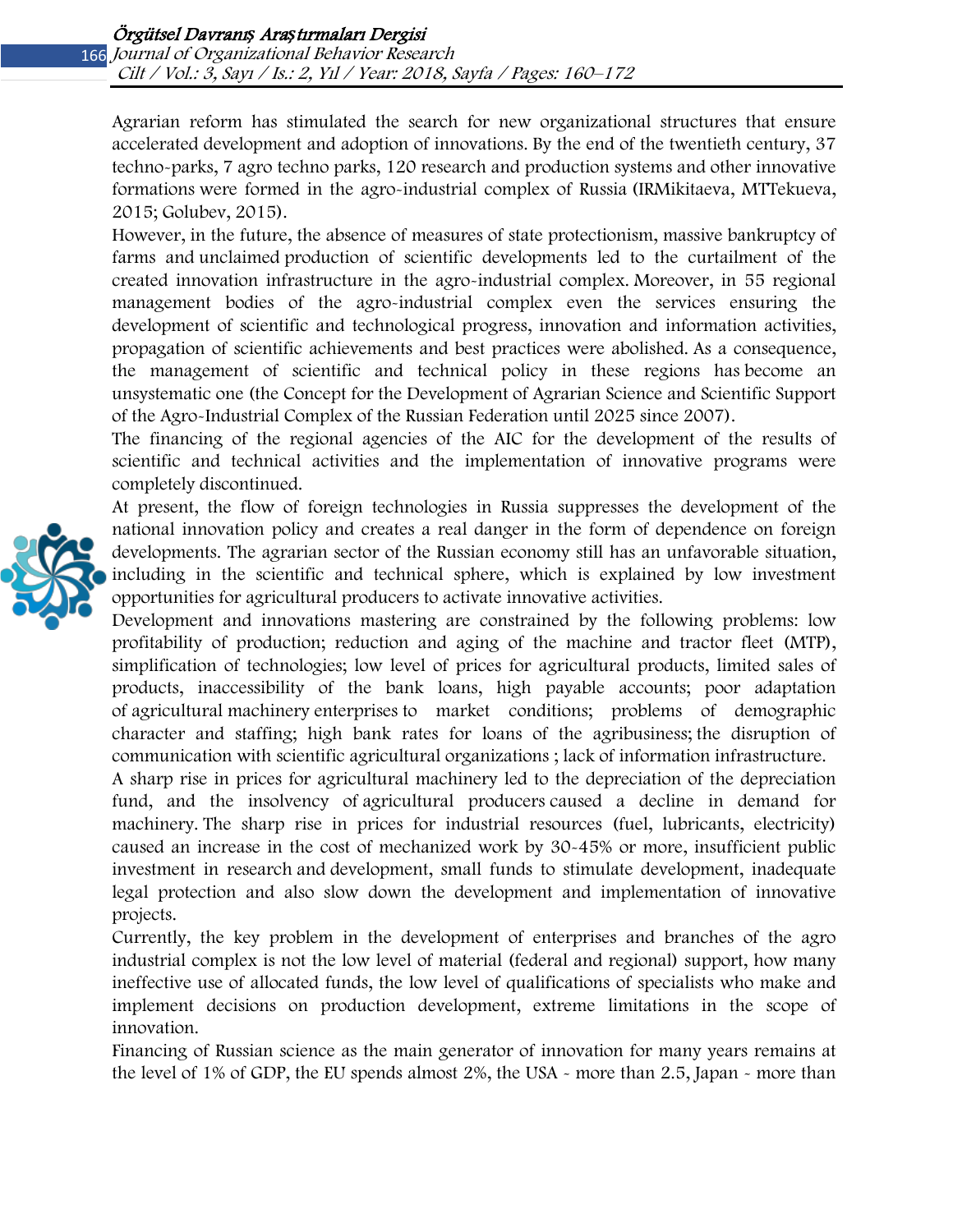Agrarian reform has stimulated the search for new organizational structures that ensure accelerated development and adoption of innovations. By the end of the twentieth century, 37 techno-parks, 7 agro techno parks, 120 research and production systems and other innovative formations were formed in the agro-industrial complex of Russia (IRMikitaeva, MTTekueva, 2015; Golubev, 2015).

However, in the future, the absence of measures of state protectionism, massive bankruptcy of farms and unclaimed production of scientific developments led to the curtailment of the created innovation infrastructure in the agro-industrial complex. Moreover, in 55 regional management bodies of the agro-industrial complex even the services ensuring the development of scientific and technological progress, innovation and information activities, propagation of scientific achievements and best practices were abolished. As a consequence, the management of scientific and technical policy in these regions has become an unsystematic one (the Concept for the Development of Agrarian Science and Scientific Support of the Agro-Industrial Complex of the Russian Federation until 2025 since 2007).

The financing of the regional agencies of the AIC for the development of the results of scientific and technical activities and the implementation of innovative programs were completely discontinued.

At present, the flow of foreign technologies in Russia suppresses the development of the national innovation policy and creates a real danger in the form of dependence on foreign developments. The agrarian sector of the Russian economy still has an unfavorable situation, including in the scientific and technical sphere, which is explained by low investment opportunities for agricultural producers to activate innovative activities.

Development and innovations mastering are constrained by the following problems: low profitability of production; reduction and aging of the machine and tractor fleet (MTP), simplification of technologies; low level of prices for agricultural products, limited sales of products, inaccessibility of the bank loans, high payable accounts; poor adaptation of agricultural machinery enterprises to market conditions; problems of demographic character and staffing; high bank rates for loans of the agribusiness; the disruption of communication with scientific agricultural organizations ; lack of information infrastructure.

A sharp rise in prices for agricultural machinery led to the depreciation of the depreciation fund, and the insolvency of agricultural producers caused a decline in demand for machinery. The sharp rise in prices for industrial resources (fuel, lubricants, electricity) caused an increase in the cost of mechanized work by 30-45% or more, insufficient public investment in research and development, small funds to stimulate development, inadequate legal protection and also slow down the development and implementation of innovative projects.

Currently, the key problem in the development of enterprises and branches of the agro industrial complex is not the low level of material (federal and regional) support, how many ineffective use of allocated funds, the low level of qualifications of specialists who make and implement decisions on production development, extreme limitations in the scope of innovation.

Financing of Russian science as the main generator of innovation for many years remains at the level of 1% of GDP, the EU spends almost 2%, the USA - more than 2.5, Japan - more than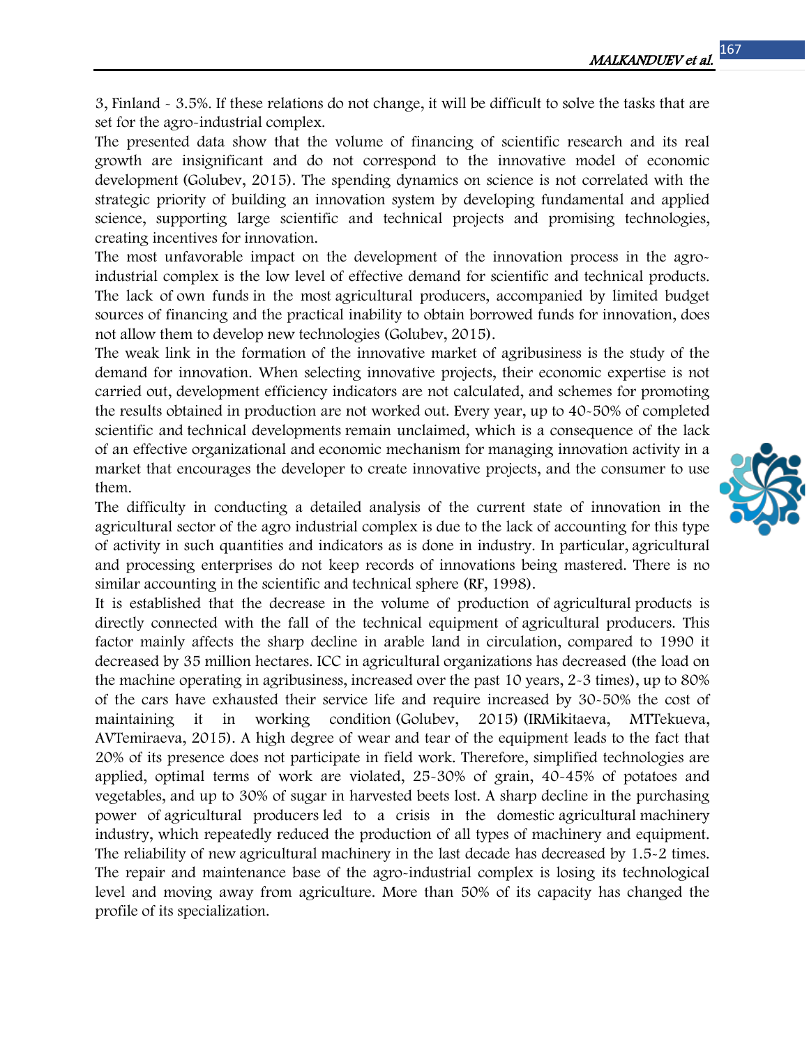3, Finland - 3.5%. If these relations do not change, it will be difficult to solve the tasks that are set for the agro-industrial complex.

The presented data show that the volume of financing of scientific research and its real growth are insignificant and do not correspond to the innovative model of economic development (Golubev, 2015). The spending dynamics on science is not correlated with the strategic priority of building an innovation system by developing fundamental and applied science, supporting large scientific and technical projects and promising technologies, creating incentives for innovation.

The most unfavorable impact on the development of the innovation process in the agro-industrial complex is the low level of effective demand for scientific and technical products. The lack of own funds in the most agricultural producers, accompanied by limited budget sources of financing and the practical inability to obtain borrowed funds for innovation, does not allow them to develop new technologies (Golubev, 2015).

The weak link in the formation of the innovative market of agribusiness is the study of the demand for innovation. When selecting innovative projects, their economic expertise is not carried out, development efficiency indicators are not calculated, and schemes for promoting the results obtained in production are not worked out. Every year, up to 40-50% of completed scientific and technical developments remain unclaimed, which is a consequence of the lack of an effective organizational and economic mechanism for managing innovation activity in a market that encourages the developer to create innovative projects, and the consumer to use them.

The difficulty in conducting a detailed analysis of the current state of innovation in the agricultural sector of the agro industrial complex is due to the lack of accounting for this type of activity in such quantities and indicators as is done in industry. In particular, agricultural and processing enterprises do not keep records of innovations being mastered. There is no similar accounting in the scientific and technical sphere (RF, 1998).

It is established that the decrease in the volume of production of agricultural products is directly connected with the fall of the technical equipment of agricultural producers. This factor mainly affects the sharp decline in arable land in circulation, compared to 1990 it decreased by 35 million hectares. ICC in agricultural organizations has decreased (the load on the machine operating in agribusiness, increased over the past 10 years, 2-3 times), up to 80% of the cars have exhausted their service life and require increased by 30-50% the cost of maintaining it in working condition (Golubev, 2015) (IRMikitaeva, MTTekueva, AVTemiraeva, 2015). A high degree of wear and tear of the equipment leads to the fact that 20% of its presence does not participate in field work. Therefore, simplified technologies are applied, optimal terms of work are violated, 25-30% of grain, 40-45% of potatoes and vegetables, and up to 30% of sugar in harvested beets lost. A sharp decline in the purchasing power of agricultural producers led to a crisis in the domestic agricultural machinery industry, which repeatedly reduced the production of all types of machinery and equipment. The reliability of new agricultural machinery in the last decade has decreased by 1.5-2 times. The repair and maintenance base of the agro-industrial complex is losing its technological level and moving away from agriculture. More than 50% of its capacity has changed the profile of its specialization.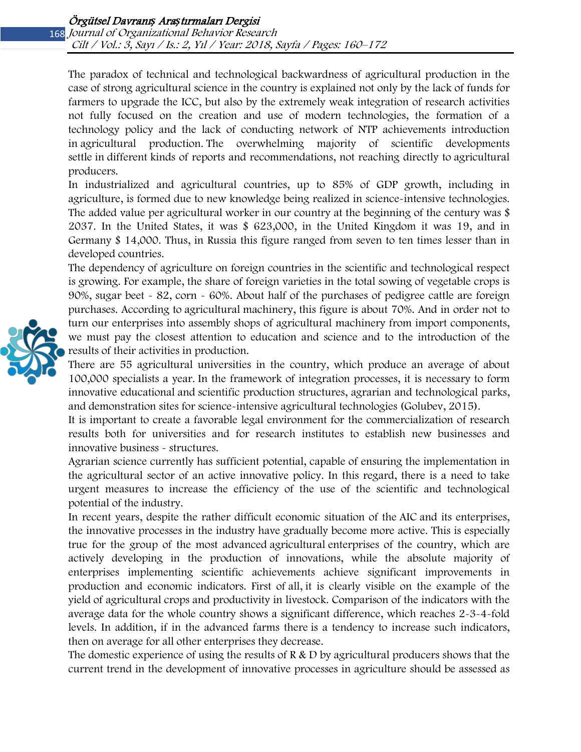The paradox of technical and technological backwardness of agricultural production in the case of strong agricultural science in the country is explained not only by the lack of funds for farmers to upgrade the ICC, but also by the extremely weak integration of research activities not fully focused on the creation and use of modern technologies, the formation of a technology policy and the lack of conducting network of NTP achievements introduction in agricultural production. The overwhelming majority of scientific developments settle in different kinds of reports and recommendations, not reaching directly to agricultural producers.

In industrialized and agricultural countries, up to 85% of GDP growth, including in agriculture, is formed due to new knowledge being realized in science-intensive technologies. The added value per agricultural worker in our country at the beginning of the century was $ 2037. In the United States, it was $ 623,000, in the United Kingdom it was 19, and in Germany $ 14,000. Thus, in Russia this figure ranged from seven to ten times lesser than in developed countries.

The dependency of agriculture on foreign countries in the scientific and technological respect is growing. For example, the share of foreign varieties in the total sowing of vegetable crops is 90%, sugar beet - 82, corn - 60%. About half of the purchases of pedigree cattle are foreign purchases. According to agricultural machinery, this figure is about 70%. And in order not to turn our enterprises into assembly shops of agricultural machinery from import components, we must pay the closest attention to education and science and to the introduction of the results of their activities in production.

There are 55 agricultural universities in the country, which produce an average of about 100,000 specialists a year. In the framework of integration processes, it is necessary to form innovative educational and scientific production structures, agrarian and technological parks, and demonstration sites for science-intensive agricultural technologies (Golubev, 2015).

It is important to create a favorable legal environment for the commercialization of research results both for universities and for research institutes to establish new businesses and innovative business - structures.

Agrarian science currently has sufficient potential, capable of ensuring the implementation in the agricultural sector of an active innovative policy. In this regard, there is a need to take urgent measures to increase the efficiency of the use of the scientific and technological potential of the industry.

In recent years, despite the rather difficult economic situation of the AIC and its enterprises, the innovative processes in the industry have gradually become more active. This is especially true for the group of the most advanced agricultural enterprises of the country, which are actively developing in the production of innovations, while the absolute majority of enterprises implementing scientific achievements achieve significant improvements in production and economic indicators. First of all, it is clearly visible on the example of the yield of agricultural crops and productivity in livestock. Comparison of the indicators with the average data for the whole country shows a significant difference, which reaches 2-3-4-fold levels. In addition, if in the advanced farms there is a tendency to increase such indicators, then on average for all other enterprises they decrease.

The domestic experience of using the results of R & D by agricultural producers shows that the current trend in the development of innovative processes in agriculture should be assessed as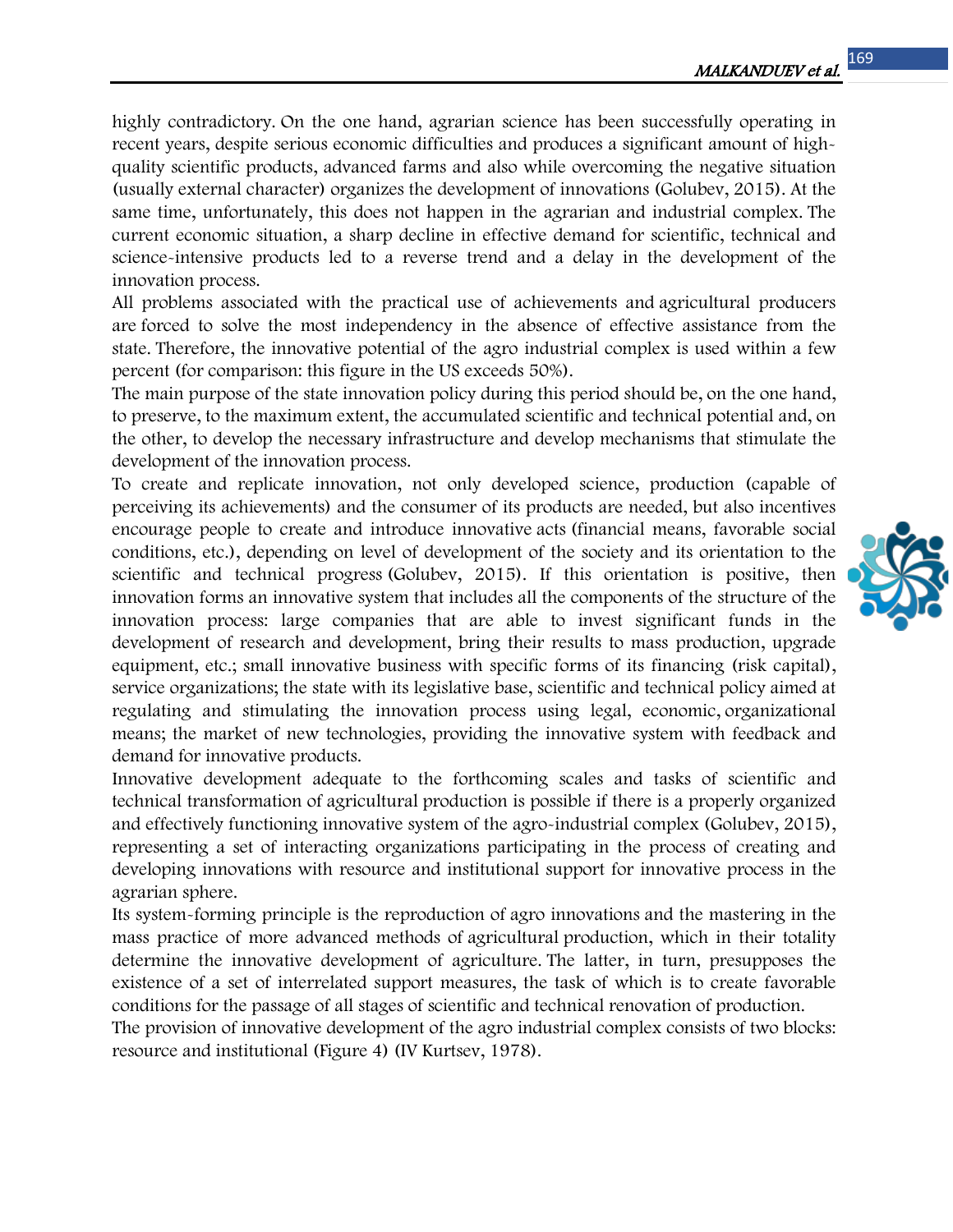highly contradictory. On the one hand, agrarian science has been successfully operating in recent years, despite serious economic difficulties and produces a significant amount of high-quality scientific products, advanced farms and also while overcoming the negative situation (usually external character) organizes the development of innovations (Golubev, 2015). At the same time, unfortunately, this does not happen in the agrarian and industrial complex. The current economic situation, a sharp decline in effective demand for scientific, technical and science-intensive products led to a reverse trend and a delay in the development of the innovation process.

All problems associated with the practical use of achievements and agricultural producers are forced to solve the most independency in the absence of effective assistance from the state. Therefore, the innovative potential of the agro industrial complex is used within a few percent (for comparison: this figure in the US exceeds 50%).

The main purpose of the state innovation policy during this period should be, on the one hand, to preserve, to the maximum extent, the accumulated scientific and technical potential and, on the other, to develop the necessary infrastructure and develop mechanisms that stimulate the development of the innovation process.

To create and replicate innovation, not only developed science, production (capable of perceiving its achievements) and the consumer of its products are needed, but also incentives encourage people to create and introduce innovative acts (financial means, favorable social conditions, etc.), depending on level of development of the society and its orientation to the scientific and technical progress (Golubev, 2015). If this orientation is positive, then innovation forms an innovative system that includes all the components of the structure of the innovation process: large companies that are able to invest significant funds in the development of research and development, bring their results to mass production, upgrade equipment, etc.; small innovative business with specific forms of its financing (risk capital), service organizations; the state with its legislative base, scientific and technical policy aimed at regulating and stimulating the innovation process using legal, economic, organizational means; the market of new technologies, providing the innovative system with feedback and demand for innovative products.

Innovative development adequate to the forthcoming scales and tasks of scientific and technical transformation of agricultural production is possible if there is a properly organized and effectively functioning innovative system of the agro-industrial complex (Golubev, 2015), representing a set of interacting organizations participating in the process of creating and developing innovations with resource and institutional support for innovative process in the agrarian sphere.

Its system-forming principle is the reproduction of agro innovations and the mastering in the mass practice of more advanced methods of agricultural production, which in their totality determine the innovative development of agriculture. The latter, in turn, presupposes the existence of a set of interrelated support measures, the task of which is to create favorable conditions for the passage of all stages of scientific and technical renovation of production.

The provision of innovative development of the agro industrial complex consists of two blocks: resource and institutional (Figure 4) (IV Kurtsev, 1978).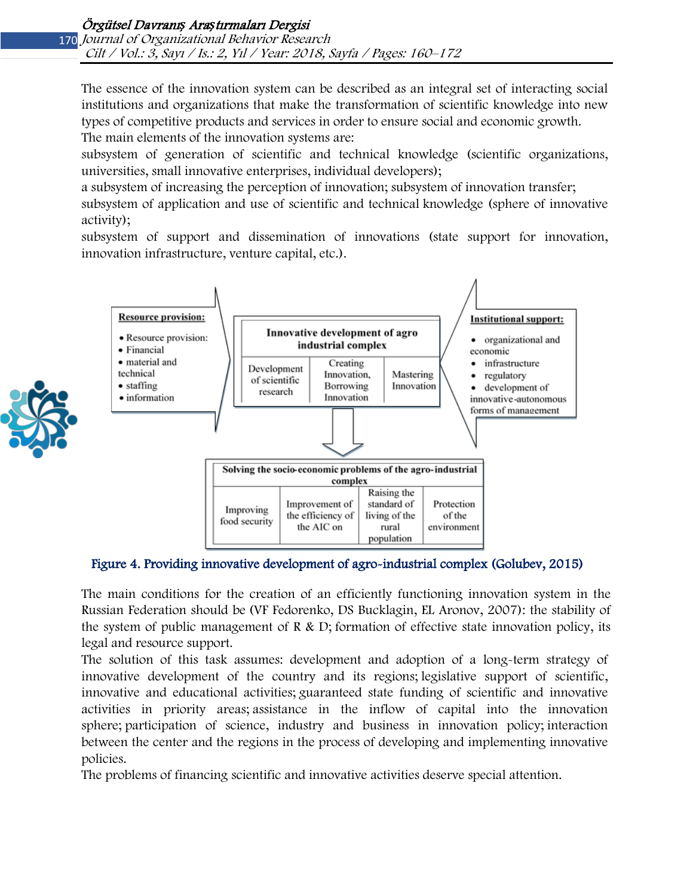The essence of the innovation system can be described as an integral set of interacting social institutions and organizations that make the transformation of scientific knowledge into new types of competitive products and services in order to ensure social and economic growth.
The main elements of the innovation systems are:
subsystem of generation of scientific and technical knowledge (scientific organizations, universities, small innovative enterprises, individual developers);
a subsystem of increasing the perception of innovation; subsystem of innovation transfer;
subsystem of application and use of scientific and technical knowledge (sphere of innovative activity);
subsystem of support and dissemination of innovations (state support for innovation, innovation infrastructure, venture capital, etc.).

Resource provision:
- Resource provision:
- Financial
- material and technical
- staffing
- information

Innovative development of agro industrial complex

Development of scientific research

Creating Innovation, Borrowing Innovation

Mastering Innovation

Institutional support:
- organizational and economic
- infrastructure
- regulatory
- development of innovative-autonomous forms of management

Solving the socio-economic problems of the agro-industrial complex

Improving food security

Improvement of the efficiency of the AIC on

Raising the standard of living of the rural population

Protection of the environment

Figure 4. Providing innovative development of agro-industrial complex (Golubev, 2015)

The main conditions for the creation of an efficiently functioning innovation system in the Russian Federation should be (VF Fedorenko, DS Bucklagin, EL Aronov, 2007): the stability of the system of public management of R & D; formation of effective state innovation policy, its legal and resource support.
The solution of this task assumes: development and adoption of a long-term strategy of innovative development of the country and its regions; legislative support of scientific, innovative and educational activities; guaranteed state funding of scientific and innovative activities in priority areas; assistance in the inflow of capital into the innovation sphere; participation of science, industry and business in innovation policy; interaction between the center and the regions in the process of developing and implementing innovative policies.
The problems of financing scientific and innovative activities deserve special attention.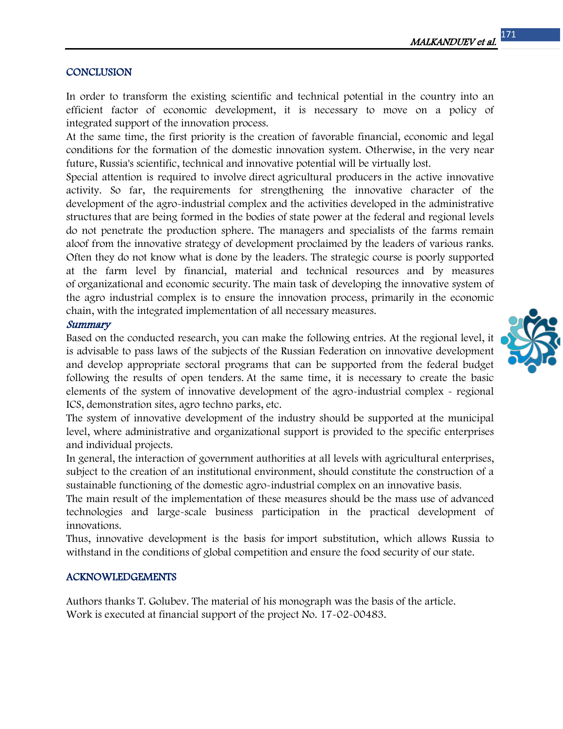## CONCLUSION

In order to transform the existing scientific and technical potential in the country into an efficient factor of economic development, it is necessary to move on a policy of integrated support of the innovation process.

At the same time, the first priority is the creation of favorable financial, economic and legal conditions for the formation of the domestic innovation system. Otherwise, in the very near future, Russia's scientific, technical and innovative potential will be virtually lost.

Special attention is required to involve direct agricultural producers in the active innovative activity. So far, the requirements for strengthening the innovative character of the development of the agro-industrial complex and the activities developed in the administrative structures that are being formed in the bodies of state power at the federal and regional levels do not penetrate the production sphere. The managers and specialists of the farms remain aloof from the innovative strategy of development proclaimed by the leaders of various ranks. Often they do not know what is done by the leaders. The strategic course is poorly supported at the farm level by financial, material and technical resources and by measures of organizational and economic security. The main task of developing the innovative system of the agro industrial complex is to ensure the innovation process, primarily in the economic chain, with the integrated implementation of all necessary measures.

### *Summary*

Based on the conducted research, you can make the following entries. At the regional level, it is advisable to pass laws of the subjects of the Russian Federation on innovative development and develop appropriate sectoral programs that can be supported from the federal budget following the results of open tenders. At the same time, it is necessary to create the basic elements of the system of innovative development of the agro-industrial complex - regional ICS, demonstration sites, agro techno parks, etc.

The system of innovative development of the industry should be supported at the municipal level, where administrative and organizational support is provided to the specific enterprises and individual projects.

In general, the interaction of government authorities at all levels with agricultural enterprises, subject to the creation of an institutional environment, should constitute the construction of a sustainable functioning of the domestic agro-industrial complex on an innovative basis.

The main result of the implementation of these measures should be the mass use of advanced technologies and large-scale business participation in the practical development of innovations.

Thus, innovative development is the basis for import substitution, which allows Russia to withstand in the conditions of global competition and ensure the food security of our state.

## ACKNOWLEDGEMENTS

Authors thanks T. Golubev. The material of his monograph was the basis of the article.
Work is executed at financial support of the project No. 17-02-00483.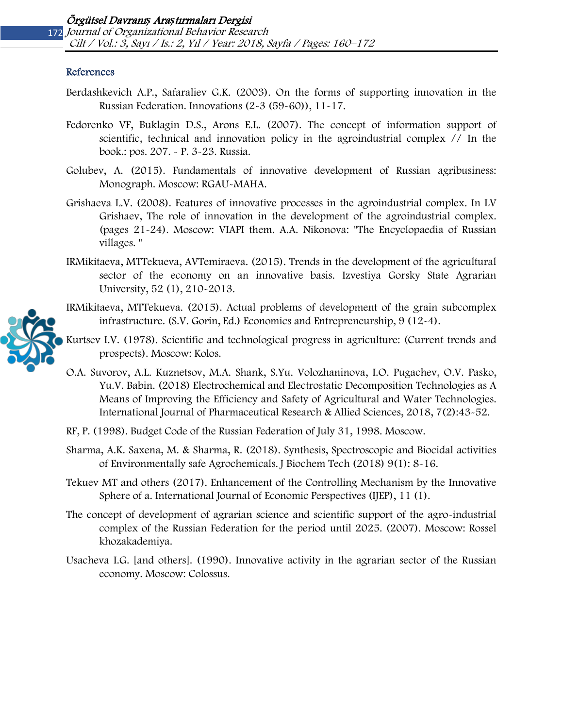## References

Berdashkevich A.P., Safaraliev G.K. (2003). On the forms of supporting innovation in the Russian Federation. Innovations (2-3 (59-60)), 11-17.

Fedorenko VF, Buklagin D.S., Arons E.L. (2007). The concept of information support of scientific, technical and innovation policy in the agroindustrial complex // In the book.: pos. 207. - P. 3-23. Russia.

Golubev, A. (2015). Fundamentals of innovative development of Russian agribusiness: Monograph. Moscow: RGAU-MAHA.

Grishaeva L.V. (2008). Features of innovative processes in the agroindustrial complex. In LV Grishaev, The role of innovation in the development of the agroindustrial complex. (pages 21-24). Moscow: VIAPI them. A.A. Nikonova: "The Encyclopaedia of Russian villages. "

IRMikitaeva, MTTekueva, AVTemiraeva. (2015). Trends in the development of the agricultural sector of the economy on an innovative basis. Izvestiya Gorsky State Agrarian University, 52 (1), 210-2013.

IRMikitaeva, MTTekueva. (2015). Actual problems of development of the grain subcomplex infrastructure. (S.V. Gorin, Ed.) Economics and Entrepreneurship, 9 (12-4).

Kurtsev I.V. (1978). Scientific and technological progress in agriculture: (Current trends and prospects). Moscow: Kolos.

O.A. Suvorov, A.L. Kuznetsov, M.A. Shank, S.Yu. Volozhaninova, I.O. Pugachev, O.V. Pasko, Yu.V. Babin. (2018) Electrochemical and Electrostatic Decomposition Technologies as A Means of Improving the Efficiency and Safety of Agricultural and Water Technologies. International Journal of Pharmaceutical Research & Allied Sciences, 2018, 7(2):43-52.

RF, P. (1998). Budget Code of the Russian Federation of July 31, 1998. Moscow.

Sharma, A.K. Saxena, M. & Sharma, R. (2018). Synthesis, Spectroscopic and Biocidal activities of Environmentally safe Agrochemicals. J Biochem Tech (2018) 9(1): 8-16.

Tekuev MT and others (2017). Enhancement of the Controlling Mechanism by the Innovative Sphere of a. International Journal of Economic Perspectives (IJEP), 11 (1).

The concept of development of agrarian science and scientific support of the agro-industrial complex of the Russian Federation for the period until 2025. (2007). Moscow: Rossel khozakademiya.

Usacheva I.G. [and others]. (1990). Innovative activity in the agrarian sector of the Russian economy. Moscow: Colossus.